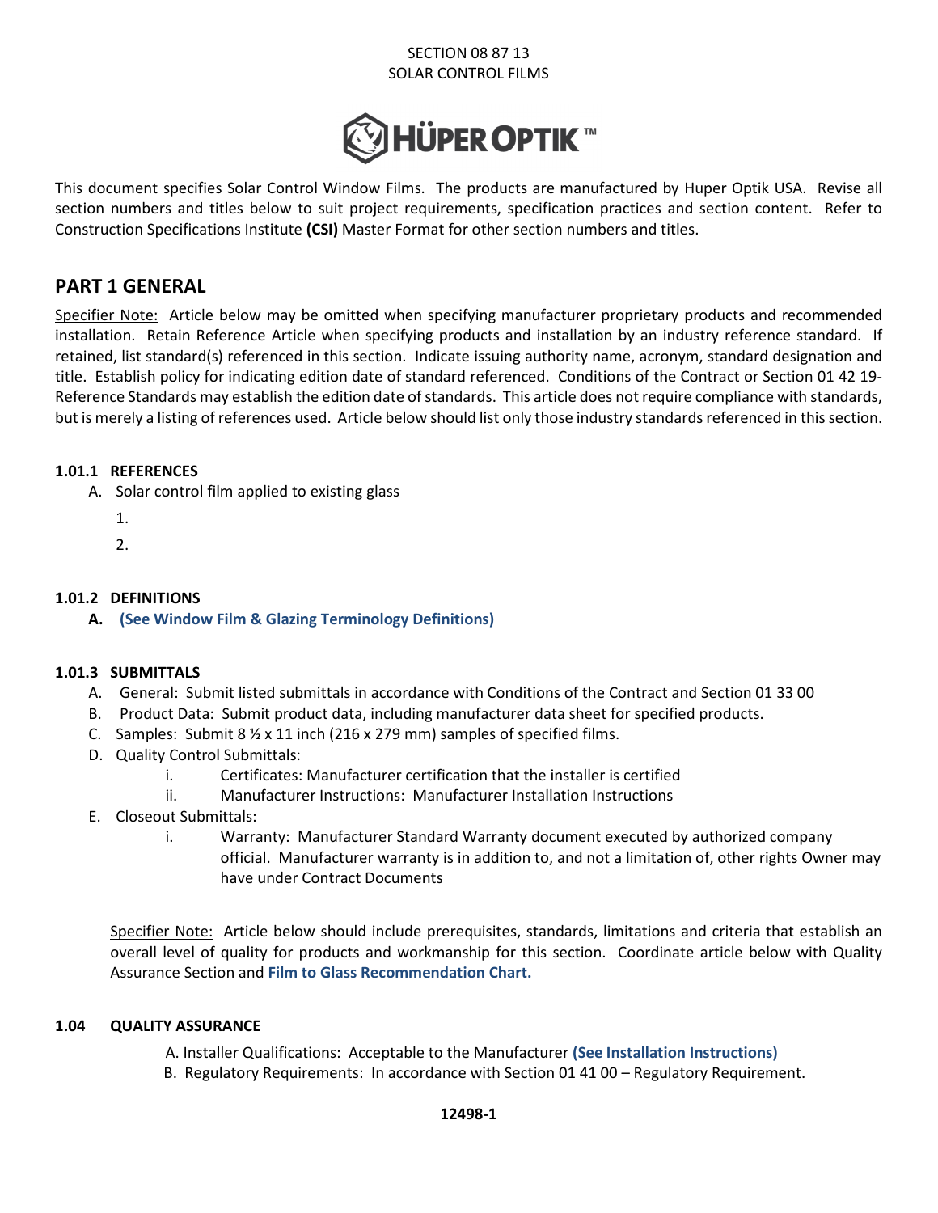SECTION 08 87 13
SOLAR CONTROL FILMS

HÜPER OPTIK™

This document specifies Solar Control Window Films. The products are manufactured by Huper Optik USA. Revise all section numbers and titles below to suit project requirements, specification practices and section content. Refer to Construction Specifications Institute **(CSI)** Master Format for other section numbers and titles.

## PART 1 GENERAL

Specifier Note: Article below may be omitted when specifying manufacturer proprietary products and recommended installation. Retain Reference Article when specifying products and installation by an industry reference standard. If retained, list standard(s) referenced in this section. Indicate issuing authority name, acronym, standard designation and title. Establish policy for indicating edition date of standard referenced. Conditions of the Contract or Section 01 42 19-Reference Standards may establish the edition date of standards. This article does not require compliance with standards, but is merely a listing of references used. Article below should list only those industry standards referenced in this section.

### 1.01.1 REFERENCES

A. Solar control film applied to existing glass

1.

2.

### 1.01.2 DEFINITIONS

**A. (See Window Film & Glazing Terminology Definitions)**

### 1.01.3 SUBMITTALS

A. General: Submit listed submittals in accordance with Conditions of the Contract and Section 01 33 00

B. Product Data: Submit product data, including manufacturer data sheet for specified products.

C. Samples: Submit 8 ½ x 11 inch (216 x 279 mm) samples of specified films.

D. Quality Control Submittals:

i. Certificates: Manufacturer certification that the installer is certified

ii. Manufacturer Instructions: Manufacturer Installation Instructions

E. Closeout Submittals:

i. Warranty: Manufacturer Standard Warranty document executed by authorized company official. Manufacturer warranty is in addition to, and not a limitation of, other rights Owner may have under Contract Documents

Specifier Note: Article below should include prerequisites, standards, limitations and criteria that establish an overall level of quality for products and workmanship for this section. Coordinate article below with Quality Assurance Section and **Film to Glass Recommendation Chart.**

### 1.04 QUALITY ASSURANCE

A. Installer Qualifications: Acceptable to the Manufacturer **(See Installation Instructions)**

B. Regulatory Requirements: In accordance with Section 01 41 00 – Regulatory Requirement.

**12498-1**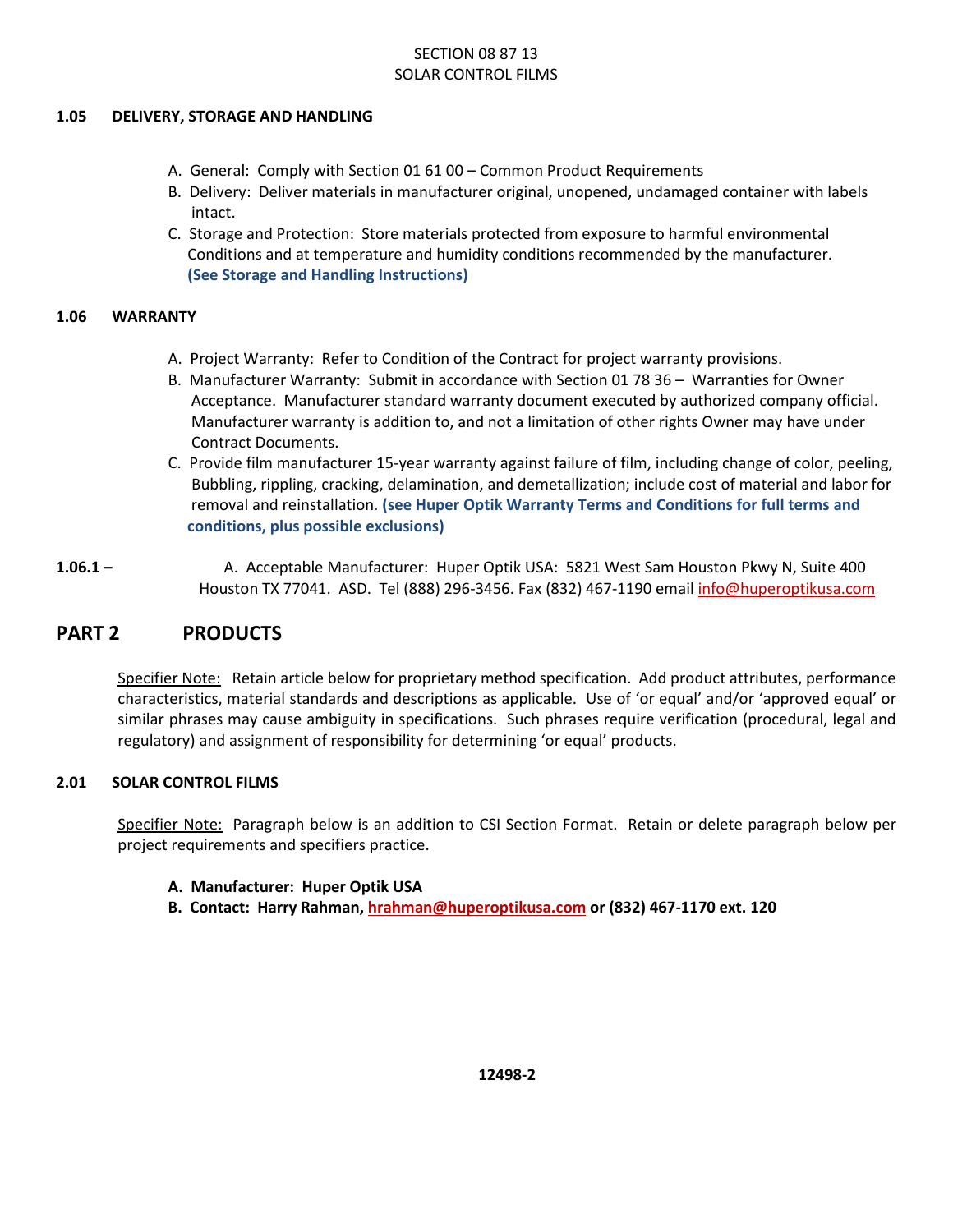### 1.05 DELIVERY, STORAGE AND HANDLING

A. General: Comply with Section 01 61 00 – Common Product Requirements
B. Delivery: Deliver materials in manufacturer original, unopened, undamaged container with labels intact.
C. Storage and Protection: Store materials protected from exposure to harmful environmental Conditions and at temperature and humidity conditions recommended by the manufacturer. **(See Storage and Handling Instructions)**

### 1.06 WARRANTY

A. Project Warranty: Refer to Condition of the Contract for project warranty provisions.
B. Manufacturer Warranty: Submit in accordance with Section 01 78 36 – Warranties for Owner Acceptance. Manufacturer standard warranty document executed by authorized company official. Manufacturer warranty is addition to, and not a limitation of other rights Owner may have under Contract Documents.
C. Provide film manufacturer 15-year warranty against failure of film, including change of color, peeling, Bubbling, rippling, cracking, delamination, and demetallization; include cost of material and labor for removal and reinstallation. **(see Huper Optik Warranty Terms and Conditions for full terms and conditions, plus possible exclusions)**

**1.06.1 –** A. Acceptable Manufacturer: Huper Optik USA: 5821 West Sam Houston Pkwy N, Suite 400 Houston TX 77041. ASD. Tel (888) 296-3456. Fax (832) 467-1190 email info@huperoptikusa.com

## PART 2 PRODUCTS

Specifier Note: Retain article below for proprietary method specification. Add product attributes, performance characteristics, material standards and descriptions as applicable. Use of 'or equal' and/or 'approved equal' or similar phrases may cause ambiguity in specifications. Such phrases require verification (procedural, legal and regulatory) and assignment of responsibility for determining 'or equal' products.

### 2.01 SOLAR CONTROL FILMS

Specifier Note: Paragraph below is an addition to CSI Section Format. Retain or delete paragraph below per project requirements and specifiers practice.

**A. Manufacturer: Huper Optik USA**
**B. Contact: Harry Rahman, hrahman@huperoptikusa.com or (832) 467-1170 ext. 120**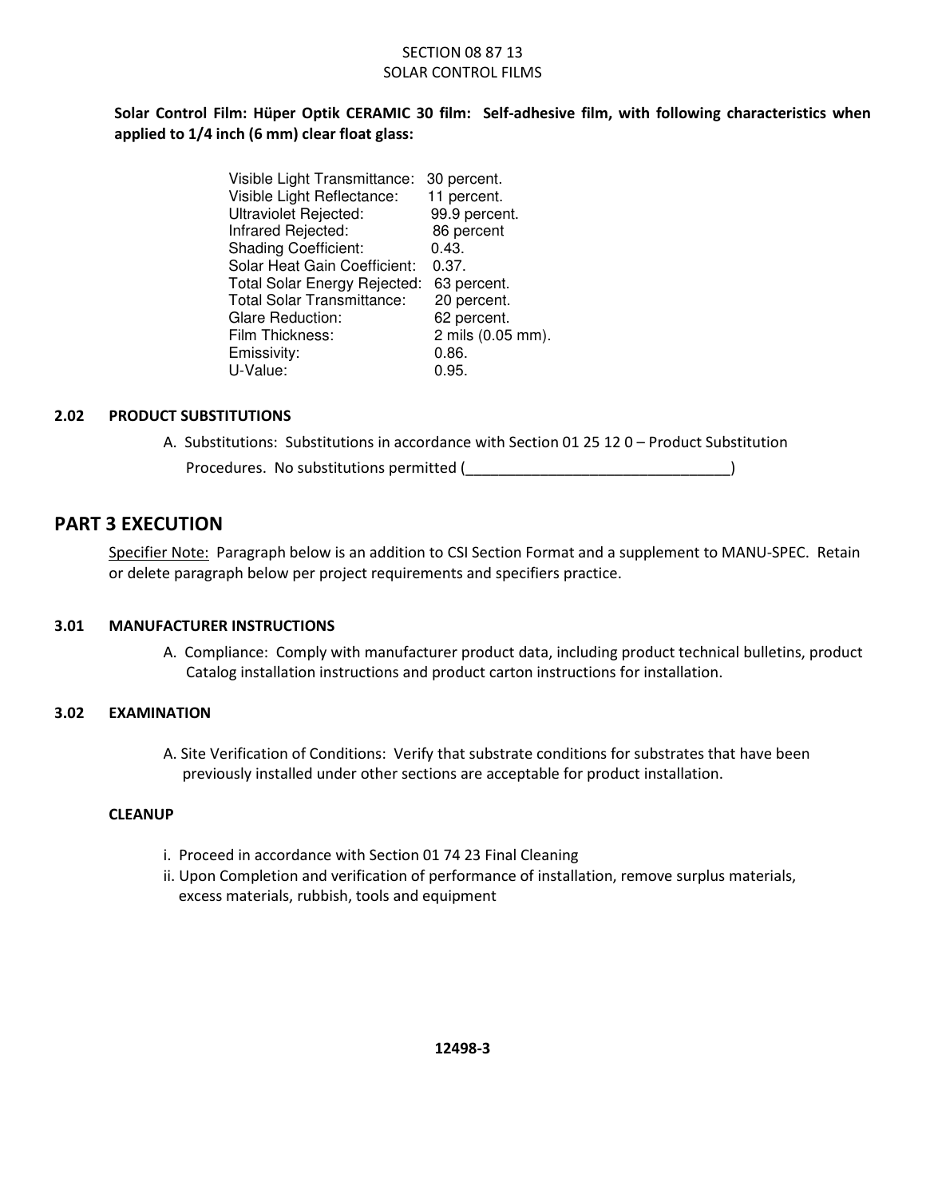**Solar Control Film: Hüper Optik CERAMIC 30 film: Self-adhesive film, with following characteristics when applied to 1/4 inch (6 mm) clear float glass:**

| | |
|---|---|
| Visible Light Transmittance: | 30 percent. |
| Visible Light Reflectance: | 11 percent. |
| Ultraviolet Rejected: | 99.9 percent. |
| Infrared Rejected: | 86 percent |
| Shading Coefficient: | 0.43. |
| Solar Heat Gain Coefficient: | 0.37. |
| Total Solar Energy Rejected: | 63 percent. |
| Total Solar Transmittance: | 20 percent. |
| Glare Reduction: | 62 percent. |
| Film Thickness: | 2 mils (0.05 mm). |
| Emissivity: | 0.86. |
| U-Value: | 0.95. |

### 2.02 PRODUCT SUBSTITUTIONS

A. Substitutions: Substitutions in accordance with Section 01 25 12 0 – Product Substitution Procedures. No substitutions permitted (________________________________)

## PART 3 EXECUTION

Specifier Note: Paragraph below is an addition to CSI Section Format and a supplement to MANU-SPEC. Retain or delete paragraph below per project requirements and specifiers practice.

### 3.01 MANUFACTURER INSTRUCTIONS

A. Compliance: Comply with manufacturer product data, including product technical bulletins, product Catalog installation instructions and product carton instructions for installation.

### 3.02 EXAMINATION

A. Site Verification of Conditions: Verify that substrate conditions for substrates that have been previously installed under other sections are acceptable for product installation.

### CLEANUP

i. Proceed in accordance with Section 01 74 23 Final Cleaning

ii. Upon Completion and verification of performance of installation, remove surplus materials, excess materials, rubbish, tools and equipment

**12498-3**